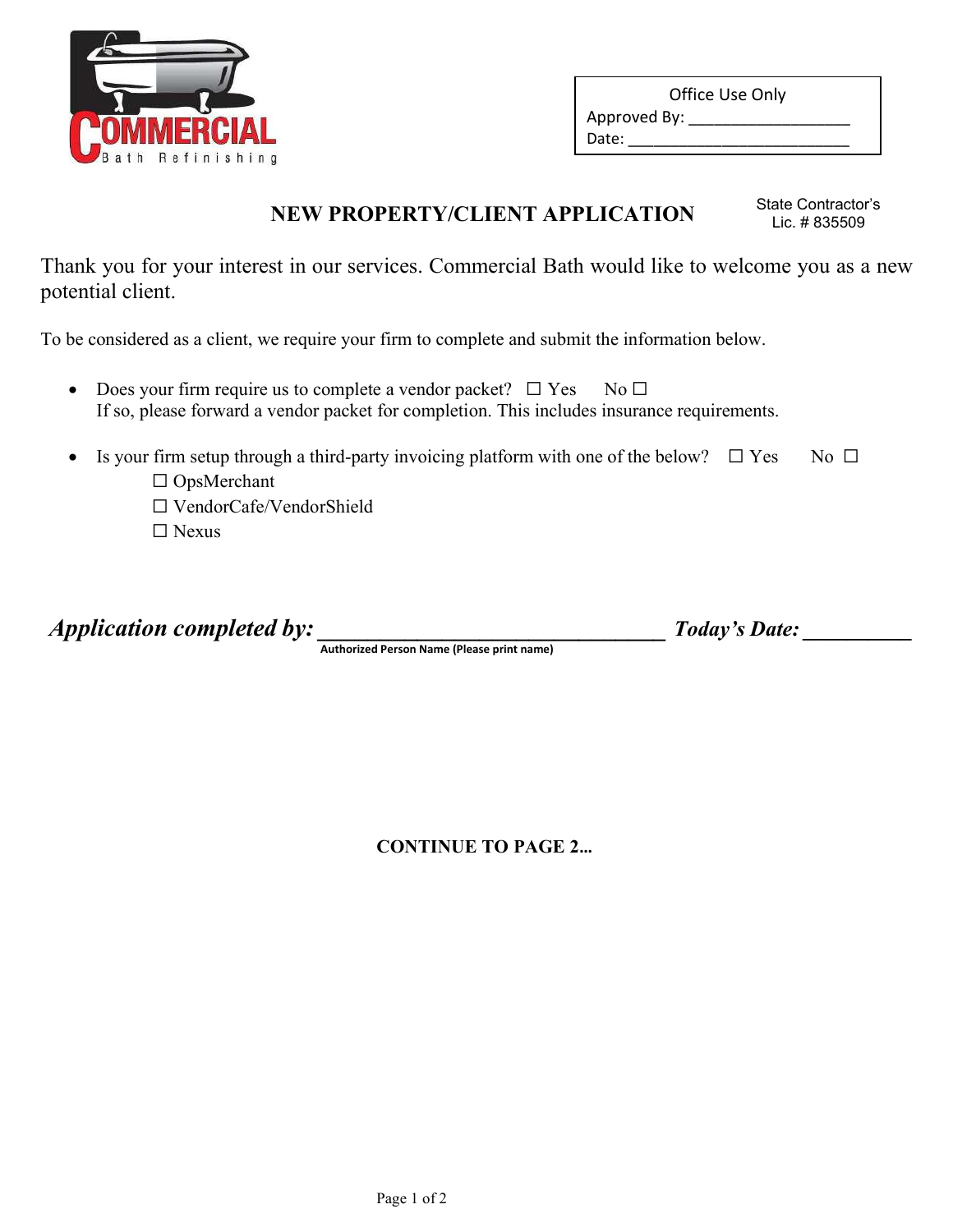**COMMERCIAL**
Bath Refinishing

| Office Use Only |
| --- |
| Approved By: ___________________ |
| Date: __________________________ |

# NEW PROPERTY/CLIENT APPLICATION

State Contractor's Lic. # 835509

Thank you for your interest in our services. Commercial Bath would like to welcome you as a new potential client.

To be considered as a client, we require your firm to complete and submit the information below.

- Does your firm require us to complete a vendor packet? ☐ Yes No ☐
  If so, please forward a vendor packet for completion. This includes insurance requirements.

- Is your firm setup through a third-party invoicing platform with one of the below? ☐ Yes No ☐
  - ☐ OpsMerchant
  - ☐ VendorCafe/VendorShield
  - ☐ Nexus

***Application completed by:*** ________________________________ ***Today's Date:*** __________
**Authorized Person Name (Please print name)**

**CONTINUE TO PAGE 2…**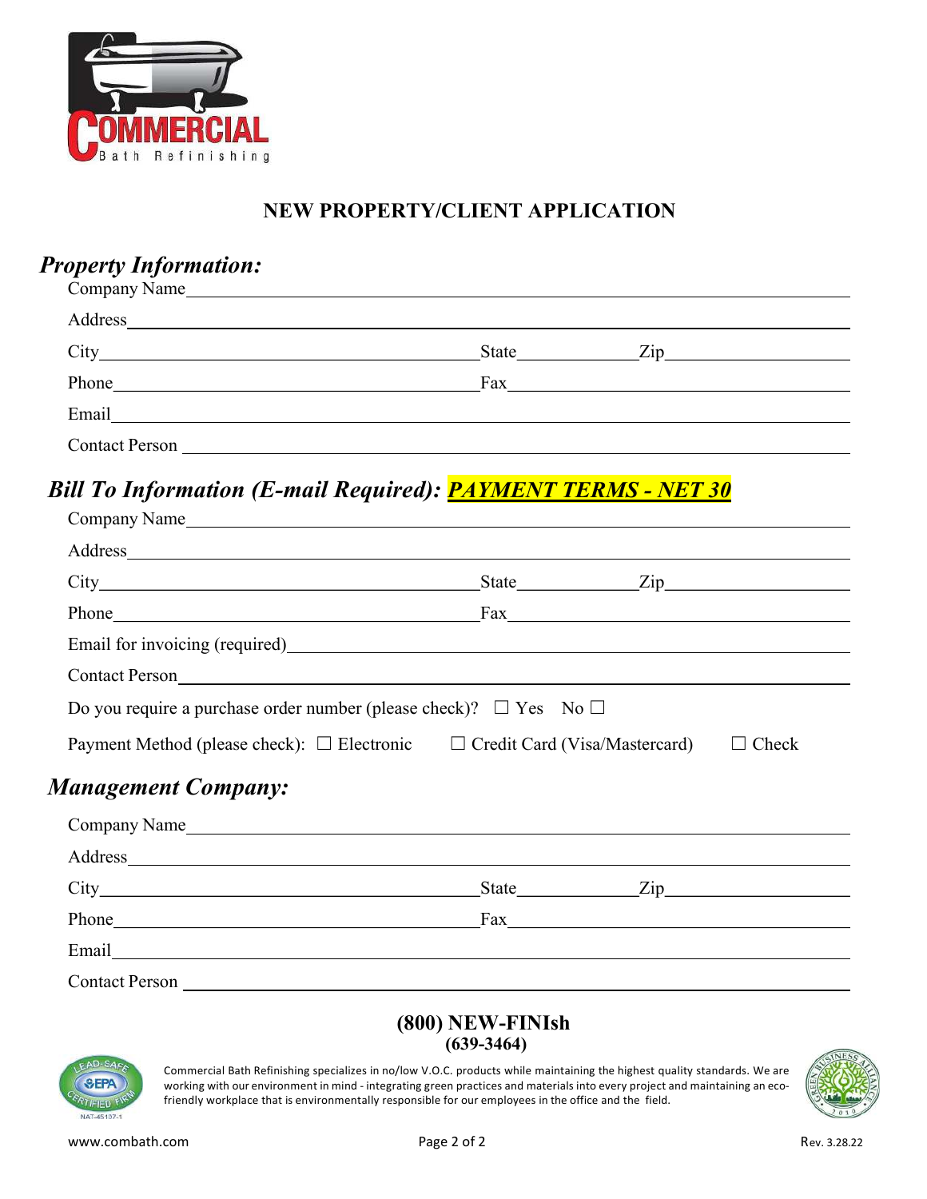# NEW PROPERTY/CLIENT APPLICATION

## *Property Information:*

Company Name\_\_\_\_\_\_\_\_\_\_\_\_\_\_\_\_\_\_\_\_\_\_\_\_\_\_\_\_\_\_\_\_\_\_\_\_\_\_\_\_

Address\_\_\_\_\_\_\_\_\_\_\_\_\_\_\_\_\_\_\_\_\_\_\_\_\_\_\_\_\_\_\_\_\_\_\_\_\_\_\_\_

City\_\_\_\_\_\_\_\_\_\_\_\_\_\_\_\_\_\_\_\_ State\_\_\_\_\_\_\_\_ Zip\_\_\_\_\_\_\_\_\_\_

Phone\_\_\_\_\_\_\_\_\_\_\_\_\_\_\_\_\_\_\_\_ Fax\_\_\_\_\_\_\_\_\_\_\_\_\_\_\_\_\_\_\_\_

Email\_\_\_\_\_\_\_\_\_\_\_\_\_\_\_\_\_\_\_\_\_\_\_\_\_\_\_\_\_\_\_\_\_\_\_\_\_\_\_\_

Contact Person\_\_\_\_\_\_\_\_\_\_\_\_\_\_\_\_\_\_\_\_\_\_\_\_\_\_\_\_\_\_\_\_\_\_\_\_\_\_\_\_

## *Bill To Information (E-mail Required):* ***PAYMENT TERMS - NET 30***

Company Name\_\_\_\_\_\_\_\_\_\_\_\_\_\_\_\_\_\_\_\_\_\_\_\_\_\_\_\_\_\_\_\_\_\_\_\_\_\_\_\_

Address\_\_\_\_\_\_\_\_\_\_\_\_\_\_\_\_\_\_\_\_\_\_\_\_\_\_\_\_\_\_\_\_\_\_\_\_\_\_\_\_

City\_\_\_\_\_\_\_\_\_\_\_\_\_\_\_\_\_\_\_\_ State\_\_\_\_\_\_\_\_ Zip\_\_\_\_\_\_\_\_\_\_

Phone\_\_\_\_\_\_\_\_\_\_\_\_\_\_\_\_\_\_\_\_ Fax\_\_\_\_\_\_\_\_\_\_\_\_\_\_\_\_\_\_\_\_

Email for invoicing (required)\_\_\_\_\_\_\_\_\_\_\_\_\_\_\_\_\_\_\_\_\_\_\_\_\_\_\_\_\_\_\_\_

Contact Person\_\_\_\_\_\_\_\_\_\_\_\_\_\_\_\_\_\_\_\_\_\_\_\_\_\_\_\_\_\_\_\_\_\_\_\_\_\_\_\_

Do you require a purchase order number (please check)? ☐ Yes No ☐

Payment Method (please check): ☐ Electronic ☐ Credit Card (Visa/Mastercard) ☐ Check

## *Management Company:*

Company Name\_\_\_\_\_\_\_\_\_\_\_\_\_\_\_\_\_\_\_\_\_\_\_\_\_\_\_\_\_\_\_\_\_\_\_\_\_\_\_\_

Address\_\_\_\_\_\_\_\_\_\_\_\_\_\_\_\_\_\_\_\_\_\_\_\_\_\_\_\_\_\_\_\_\_\_\_\_\_\_\_\_

City\_\_\_\_\_\_\_\_\_\_\_\_\_\_\_\_\_\_\_\_ State\_\_\_\_\_\_\_\_ Zip\_\_\_\_\_\_\_\_\_\_

Phone\_\_\_\_\_\_\_\_\_\_\_\_\_\_\_\_\_\_\_\_ Fax\_\_\_\_\_\_\_\_\_\_\_\_\_\_\_\_\_\_\_\_

Email\_\_\_\_\_\_\_\_\_\_\_\_\_\_\_\_\_\_\_\_\_\_\_\_\_\_\_\_\_\_\_\_\_\_\_\_\_\_\_\_

Contact Person\_\_\_\_\_\_\_\_\_\_\_\_\_\_\_\_\_\_\_\_\_\_\_\_\_\_\_\_\_\_\_\_\_\_\_\_\_\_\_\_

**(800) NEW-FINIsh**
**(639-3464)**

Commercial Bath Refinishing specializes in no/low V.O.C. products while maintaining the highest quality standards. We are working with our environment in mind - integrating green practices and materials into every project and maintaining an eco-friendly workplace that is environmentally responsible for our employees in the office and the field.

www.combath.com

Rev. 3.28.22